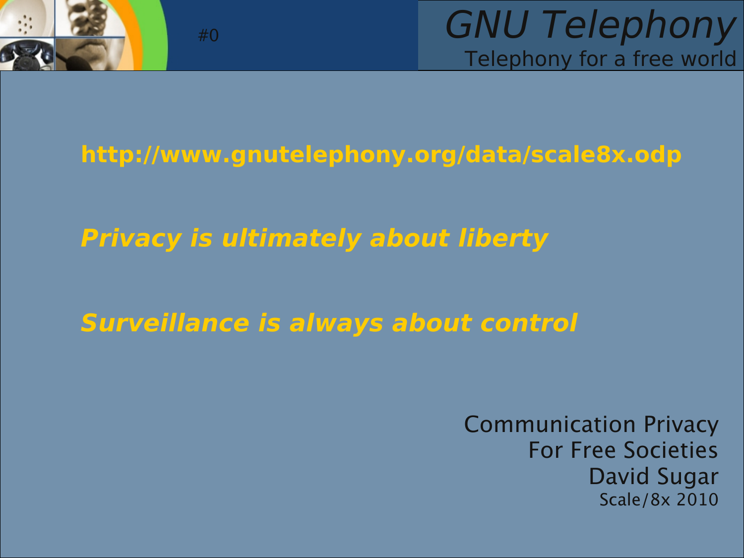# GNU Telephony

Telephony for a free world

**http://www.gnutelephony.org/data/scale8x.odp**

***Privacy is ultimately about liberty***

***Surveillance is always about control***

Communication Privacy
For Free Societies
David Sugar
Scale/8x 2010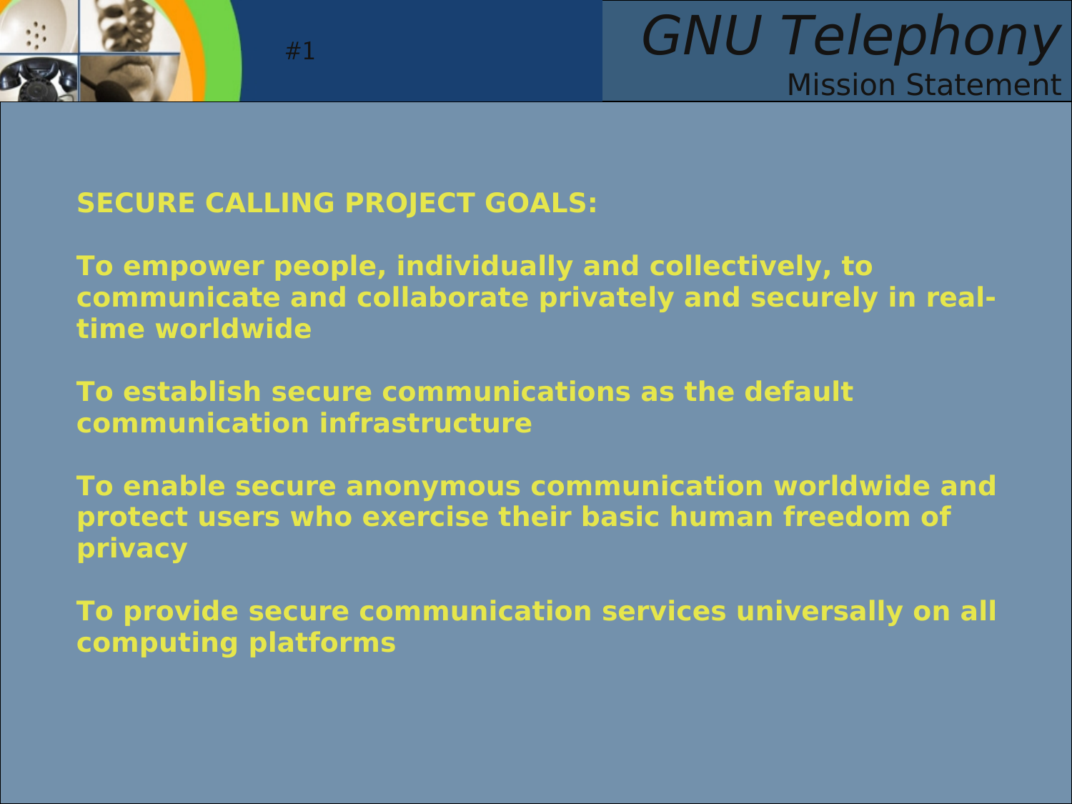# GNU Telephony

## Mission Statement

**SECURE CALLING PROJECT GOALS:**

**To empower people, individually and collectively, to communicate and collaborate privately and securely in real-time worldwide**

**To establish secure communications as the default communication infrastructure**

**To enable secure anonymous communication worldwide and protect users who exercise their basic human freedom of privacy**

**To provide secure communication services universally on all computing platforms**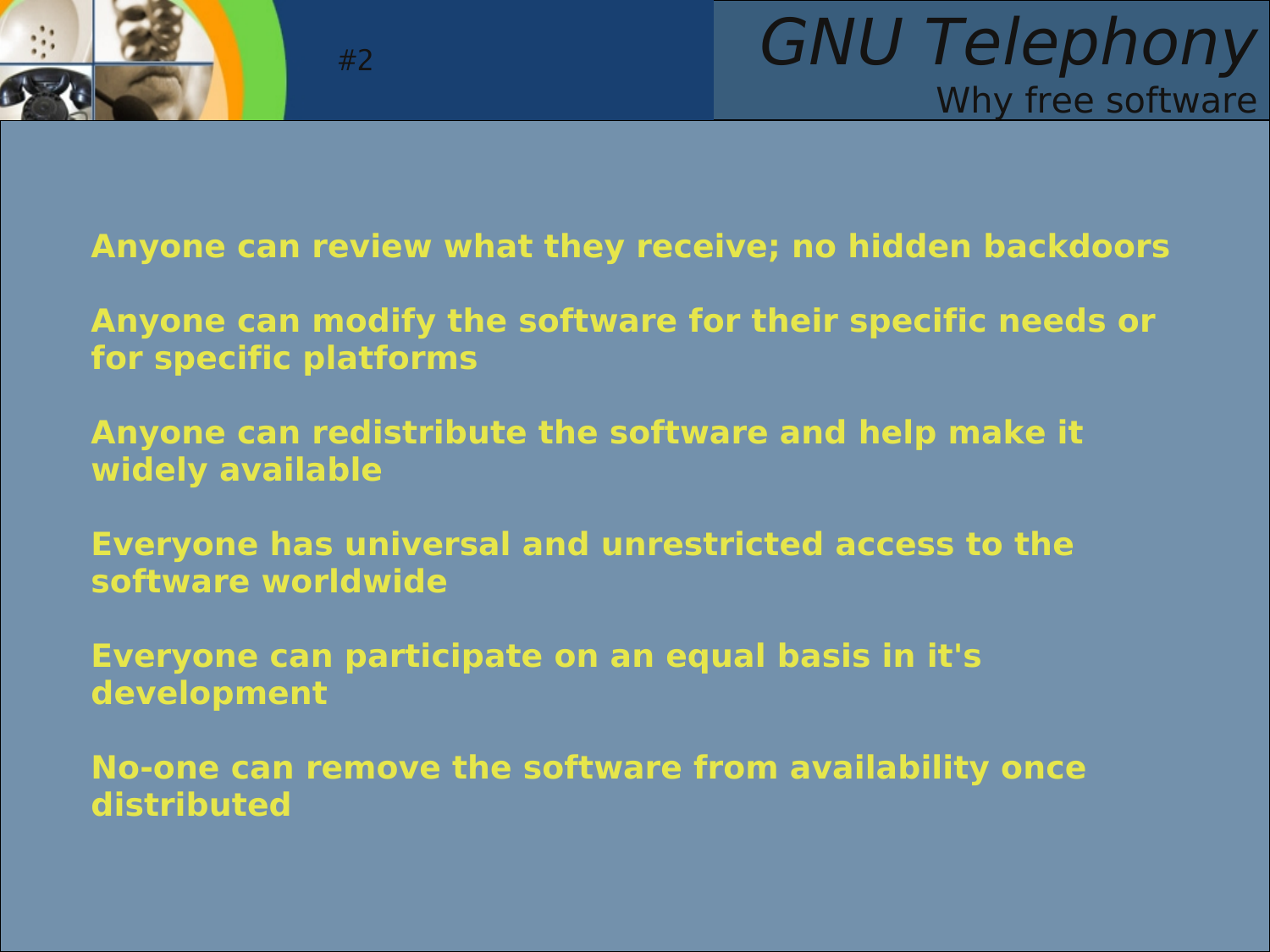# GNU Telephony

## Why free software

**Anyone can review what they receive; no hidden backdoors**

**Anyone can modify the software for their specific needs or for specific platforms**

**Anyone can redistribute the software and help make it widely available**

**Everyone has universal and unrestricted access to the software worldwide**

**Everyone can participate on an equal basis in it's development**

**No-one can remove the software from availability once distributed**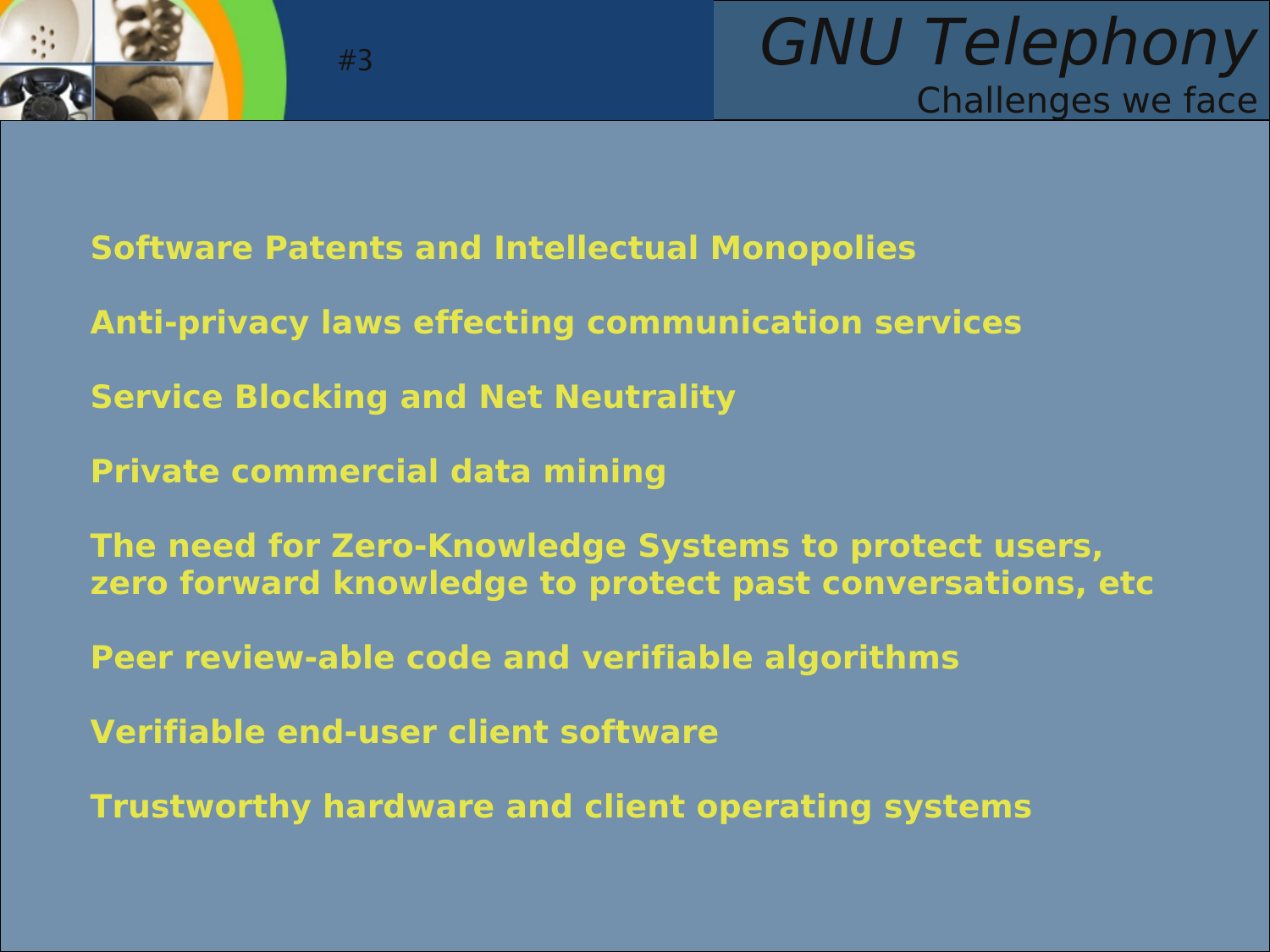# GNU Telephony

## Challenges we face

**Software Patents and Intellectual Monopolies**

**Anti-privacy laws effecting communication services**

**Service Blocking and Net Neutrality**

**Private commercial data mining**

**The need for Zero-Knowledge Systems to protect users, zero forward knowledge to protect past conversations, etc**

**Peer review-able code and verifiable algorithms**

**Verifiable end-user client software**

**Trustworthy hardware and client operating systems**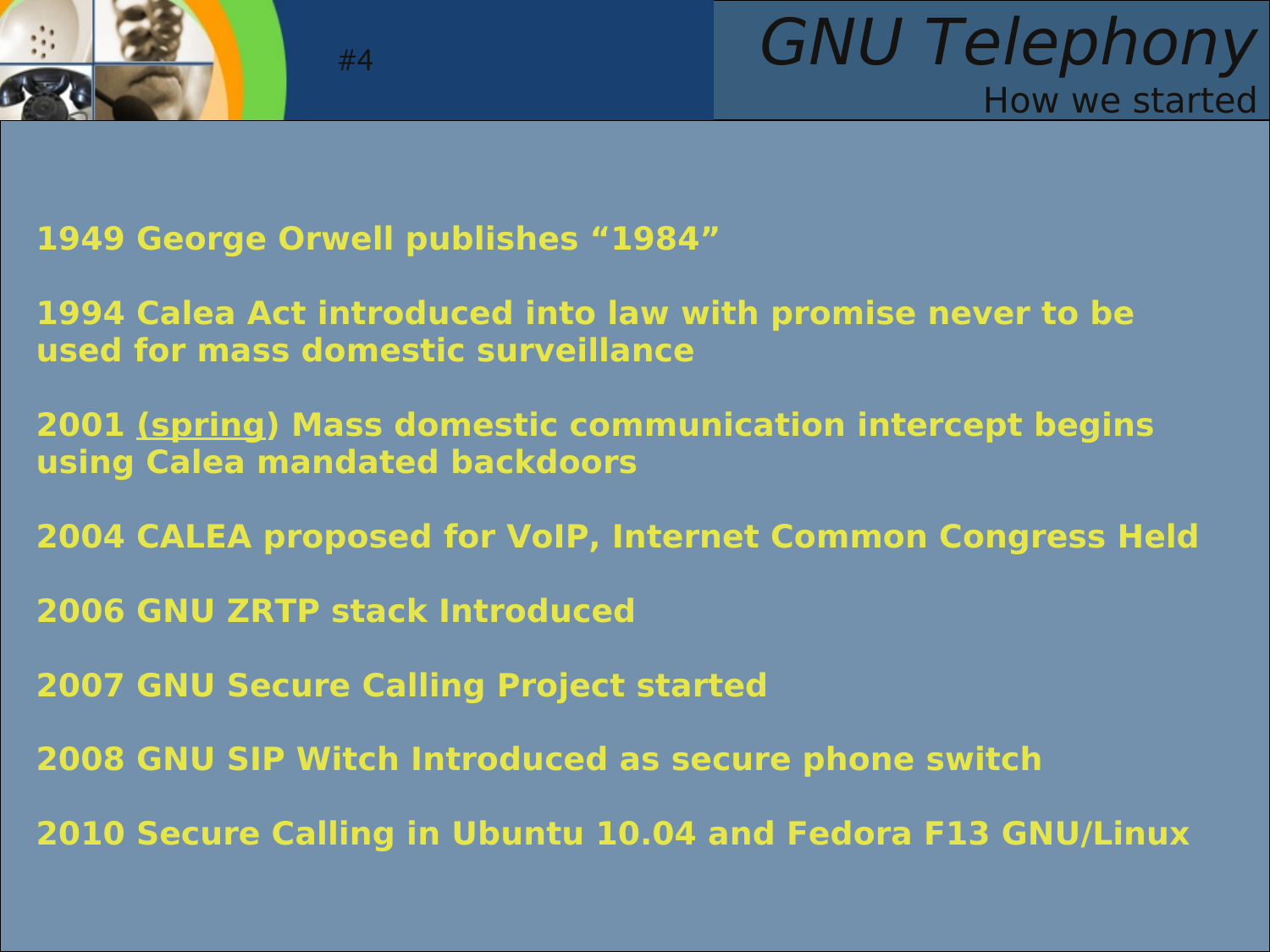# GNU Telephony

## How we started

**1949 George Orwell publishes "1984"**

**1994 Calea Act introduced into law with promise never to be used for mass domestic surveillance**

**2001 (spring) Mass domestic communication intercept begins using Calea mandated backdoors**

**2004 CALEA proposed for VoIP, Internet Common Congress Held**

**2006 GNU ZRTP stack Introduced**

**2007 GNU Secure Calling Project started**

**2008 GNU SIP Witch Introduced as secure phone switch**

**2010 Secure Calling in Ubuntu 10.04 and Fedora F13 GNU/Linux**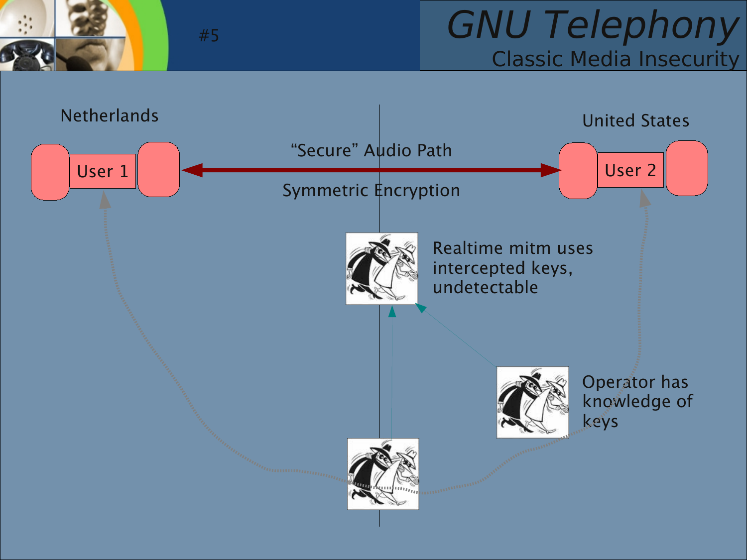# GNU Telephony

## Classic Media Insecurity

Netherlands

United States

User 1

User 2

"Secure" Audio Path

Symmetric Encryption

Realtime mitm uses intercepted keys, undetectable

Operator has knowledge of keys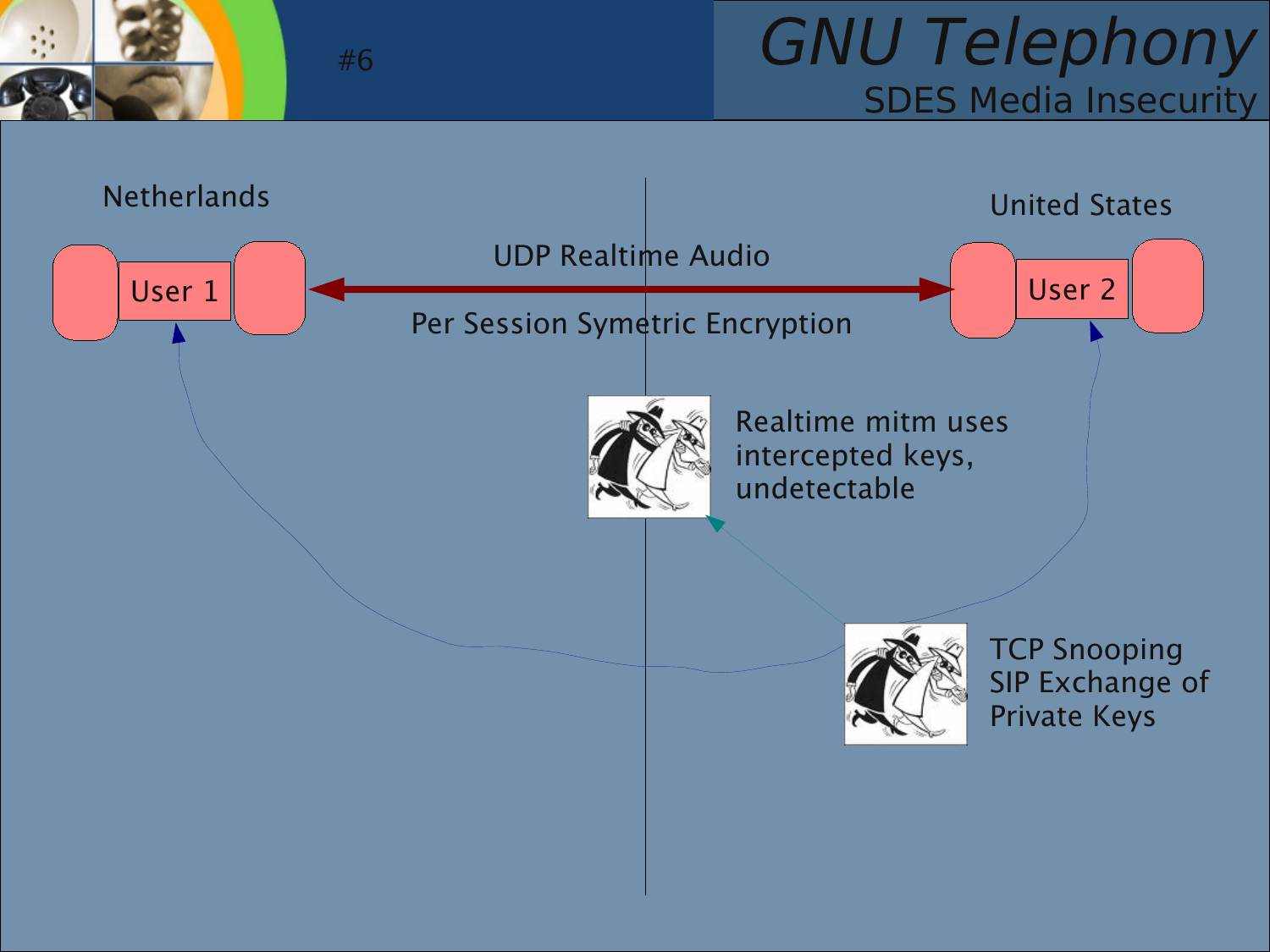# GNU Telephony

## SDES Media Insecurity

Netherlands

United States

User 1

User 2

UDP Realtime Audio

Per Session Symetric Encryption

Realtime mitm uses intercepted keys, undetectable

TCP Snooping SIP Exchange of Private Keys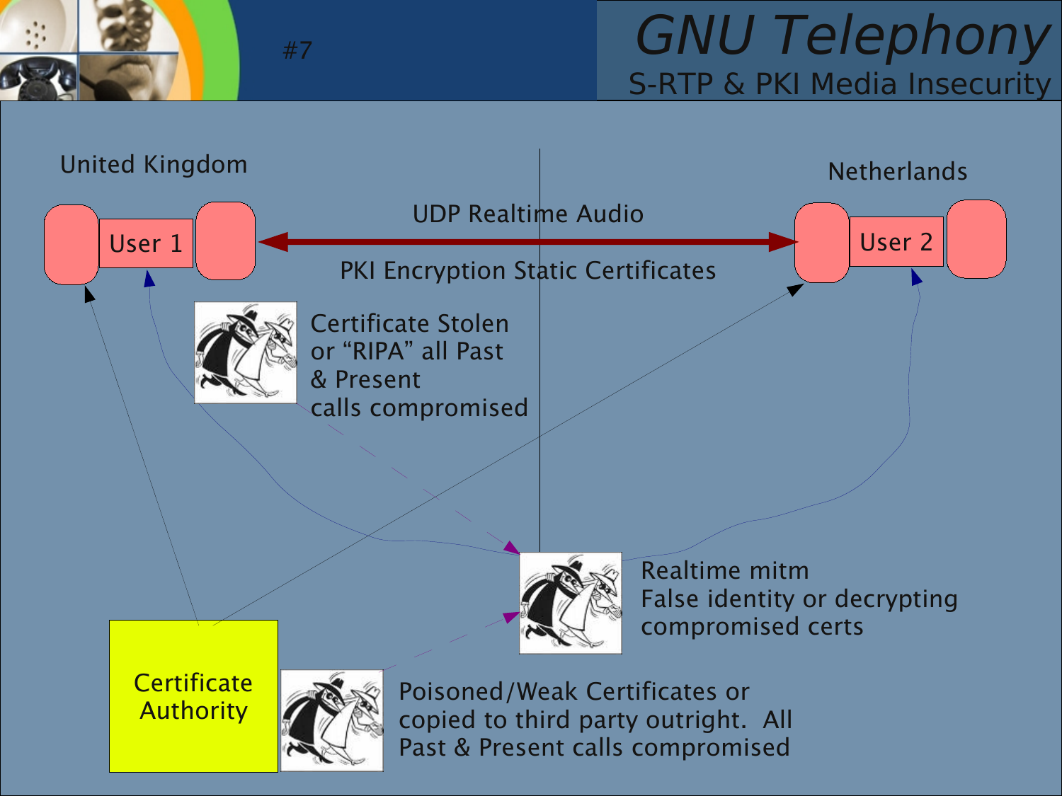# GNU Telephony

## S-RTP & PKI Media Insecurity

United Kingdom

Netherlands

User 1

User 2

UDP Realtime Audio

PKI Encryption Static Certificates

Certificate Stolen or "RIPA" all Past & Present calls compromised

Realtime mitm
False identity or decrypting compromised certs

Certificate Authority

Poisoned/Weak Certificates or copied to third party outright. All Past & Present calls compromised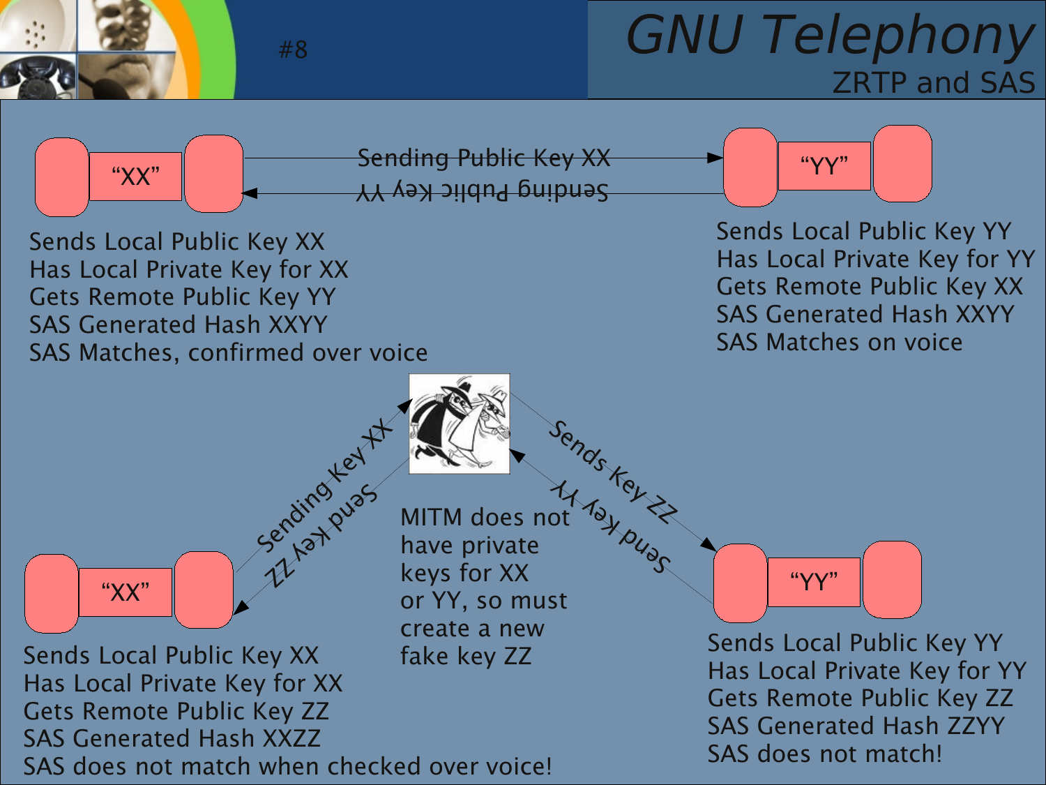# GNU Telephony

## ZRTP and SAS

"XX"

Sending Public Key XX

Sending Public Key YY

"YY"

Sends Local Public Key XX
Has Local Private Key for XX
Gets Remote Public Key YY
SAS Generated Hash XXYY
SAS Matches, confirmed over voice

Sends Local Public Key YY
Has Local Private Key for YY
Gets Remote Public Key XX
SAS Generated Hash XXYY
SAS Matches on voice

Sending Key XX

Send Key ZZ

Sends Key ZZ

Send Key YY

MITM does not have private keys for XX or YY, so must create a new fake key ZZ

"XX"

"YY"

Sends Local Public Key XX
Has Local Private Key for XX
Gets Remote Public Key ZZ
SAS Generated Hash XXZZ
SAS does not match when checked over voice!

Sends Local Public Key YY
Has Local Private Key for YY
Gets Remote Public Key ZZ
SAS Generated Hash ZZYY
SAS does not match!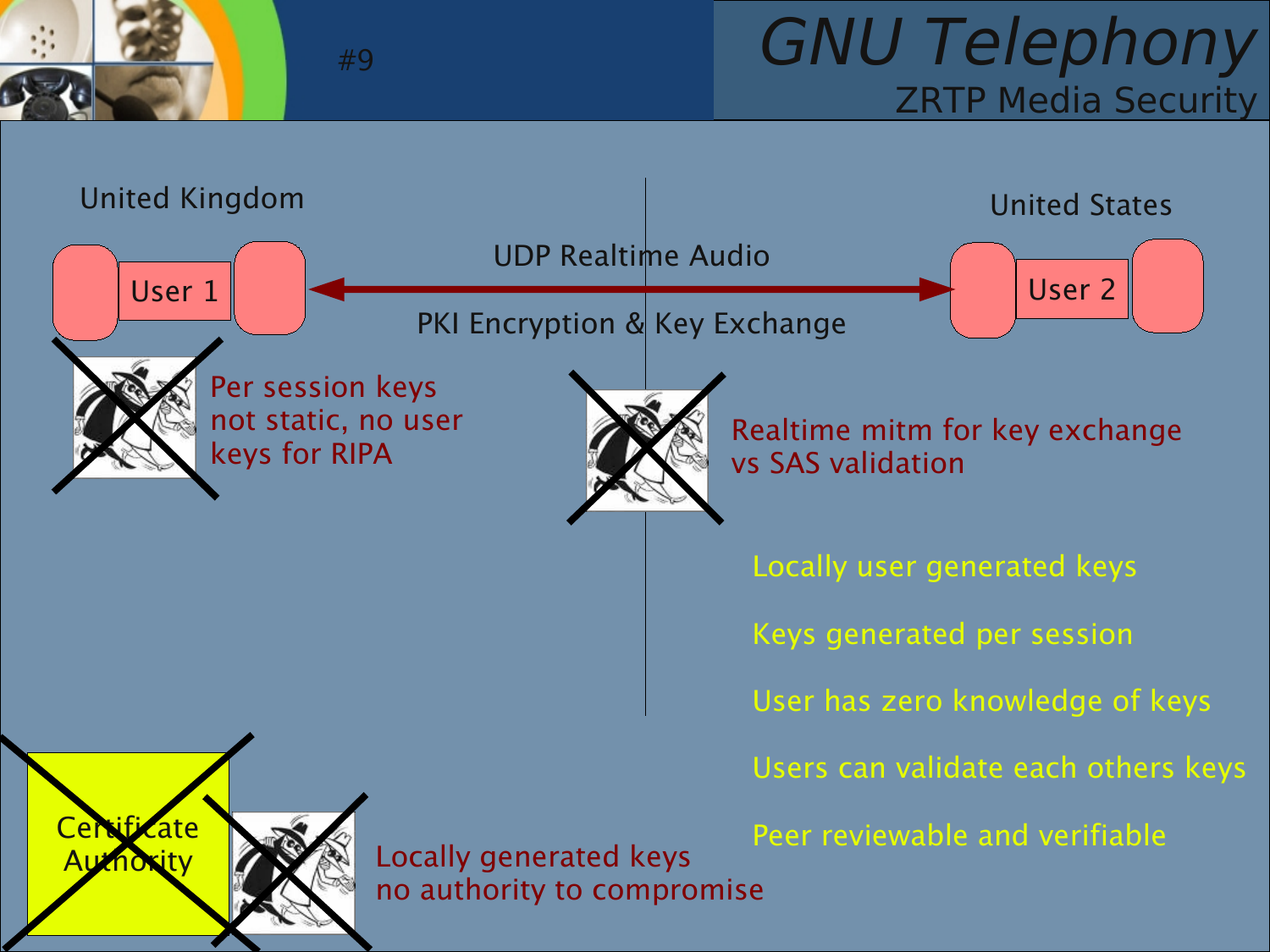# GNU Telephony

## ZRTP Media Security

United Kingdom

User 1

UDP Realtime Audio

PKI Encryption & Key Exchange

United States

User 2

Per session keys not static, no user keys for RIPA

Realtime mitm for key exchange vs SAS validation

Locally user generated keys

Keys generated per session

User has zero knowledge of keys

Users can validate each others keys

Peer reviewable and verifiable

Certificate Authority

Locally generated keys no authority to compromise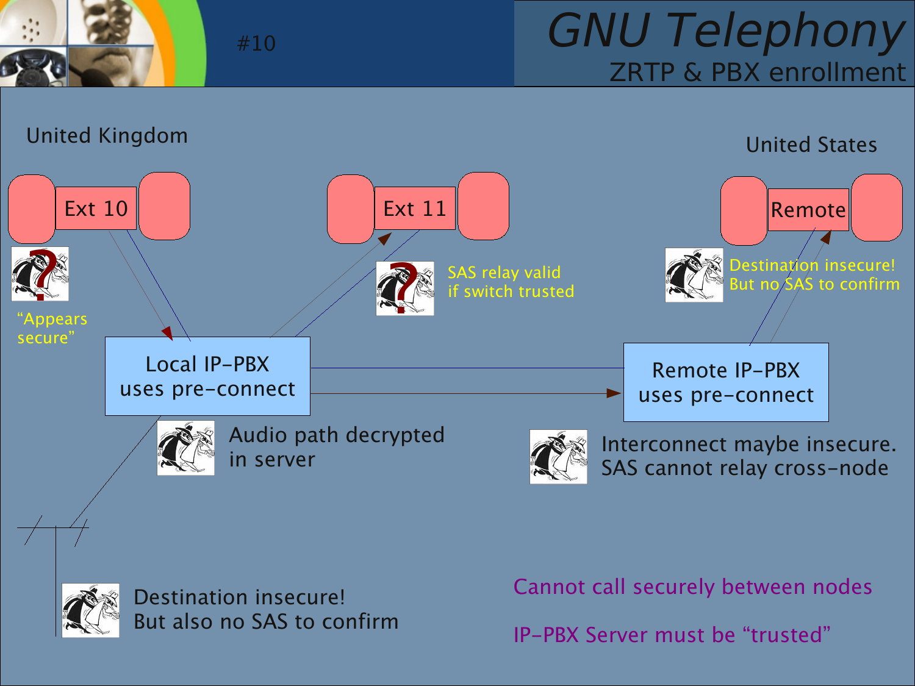# GNU Telephony

## ZRTP & PBX enrollment

#10

United Kingdom

United States

Ext 10

Ext 11

Remote

"Appears secure"

SAS relay valid if switch trusted

Destination insecure! But no SAS to confirm

Local IP-PBX uses pre-connect

Remote IP-PBX uses pre-connect

Audio path decrypted in server

Interconnect maybe insecure. SAS cannot relay cross-node

Destination insecure! But also no SAS to confirm

Cannot call securely between nodes

IP-PBX Server must be "trusted"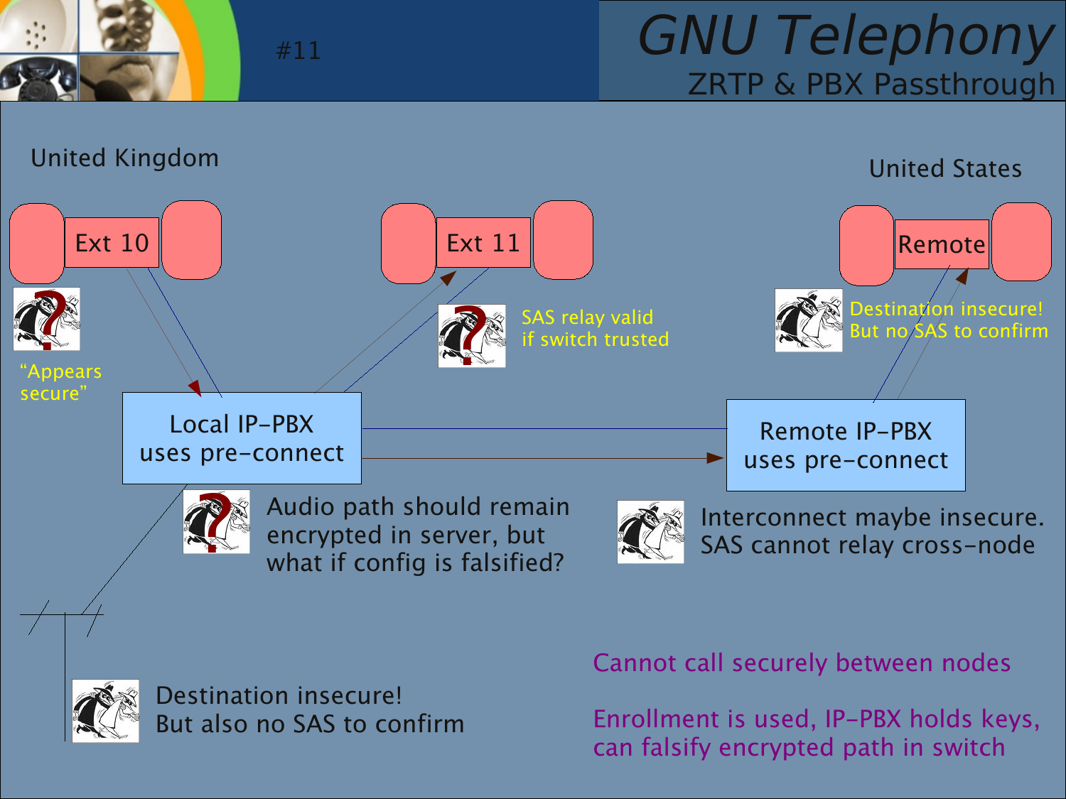# GNU Telephony

## ZRTP & PBX Passthrough

#11

United Kingdom

United States

Ext 10

Ext 11

Remote

"Appears secure"

SAS relay valid if switch trusted

Destination insecure! But no SAS to confirm

Local IP-PBX uses pre-connect

Remote IP-PBX uses pre-connect

Audio path should remain encrypted in server, but what if config is falsified?

Interconnect maybe insecure. SAS cannot relay cross-node

Destination insecure! But also no SAS to confirm

Cannot call securely between nodes

Enrollment is used, IP-PBX holds keys, can falsify encrypted path in switch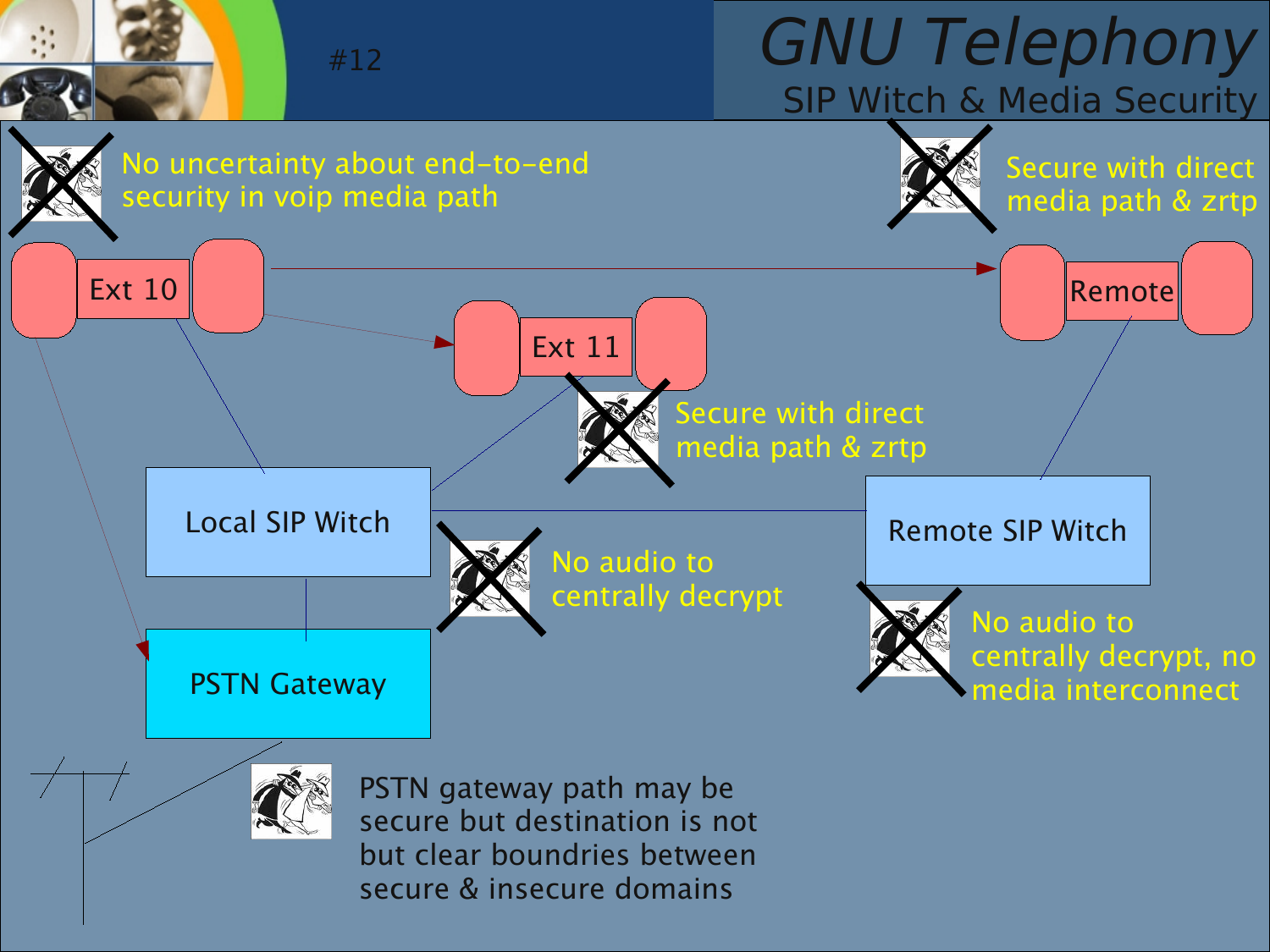# GNU Telephony

## SIP Witch & Media Security

No uncertainty about end-to-end security in voip media path

Secure with direct media path & zrtp

Ext 10

Ext 11

Remote

Secure with direct media path & zrtp

Local SIP Witch

Remote SIP Witch

No audio to centrally decrypt

No audio to centrally decrypt, no media interconnect

PSTN Gateway

PSTN gateway path may be secure but destination is not but clear boundries between secure & insecure domains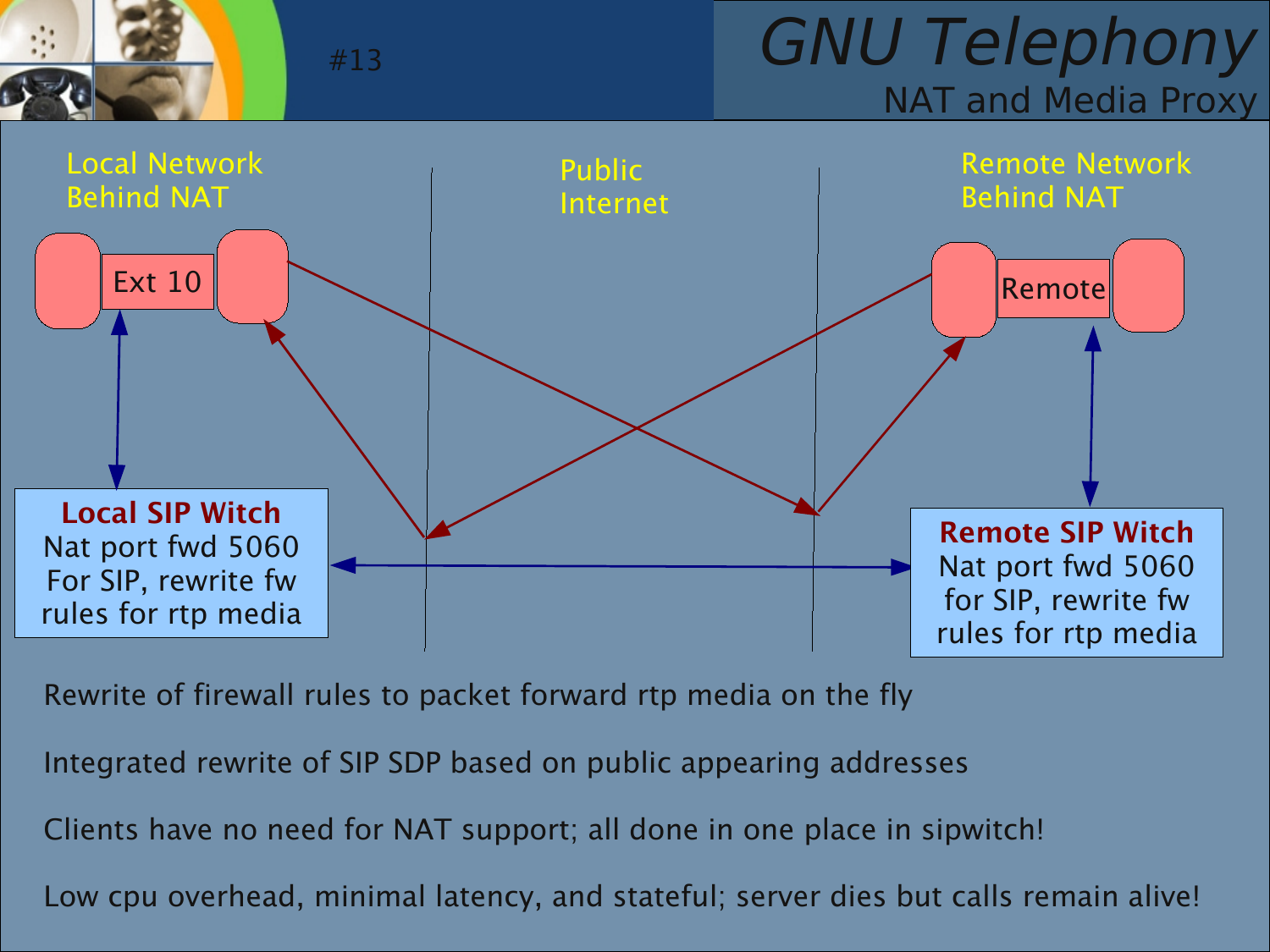# GNU Telephony

## NAT and Media Proxy

Local Network Behind NAT

Public Internet

Remote Network Behind NAT

Ext 10

Remote

**Local SIP Witch**
Nat port fwd 5060
For SIP, rewrite fw
rules for rtp media

**Remote SIP Witch**
Nat port fwd 5060
for SIP, rewrite fw
rules for rtp media

Rewrite of firewall rules to packet forward rtp media on the fly

Integrated rewrite of SIP SDP based on public appearing addresses

Clients have no need for NAT support; all done in one place in sipwitch!

Low cpu overhead, minimal latency, and stateful; server dies but calls remain alive!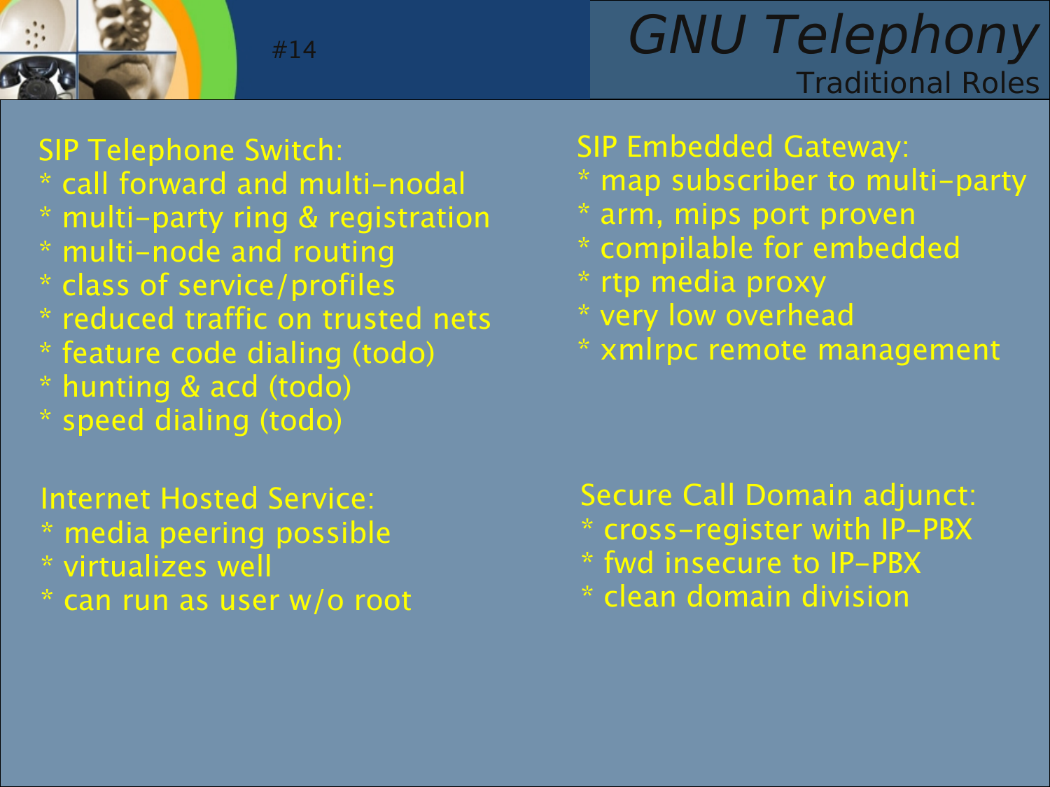# GNU Telephony

## Traditional Roles

SIP Telephone Switch:
* call forward and multi-nodal
* multi-party ring & registration
* multi-node and routing
* class of service/profiles
* reduced traffic on trusted nets
* feature code dialing (todo)
* hunting & acd (todo)
* speed dialing (todo)

Internet Hosted Service:
* media peering possible
* virtualizes well
* can run as user w/o root

SIP Embedded Gateway:
* map subscriber to multi-party
* arm, mips port proven
* compilable for embedded
* rtp media proxy
* very low overhead
* xmlrpc remote management

Secure Call Domain adjunct:
* cross-register with IP-PBX
* fwd insecure to IP-PBX
* clean domain division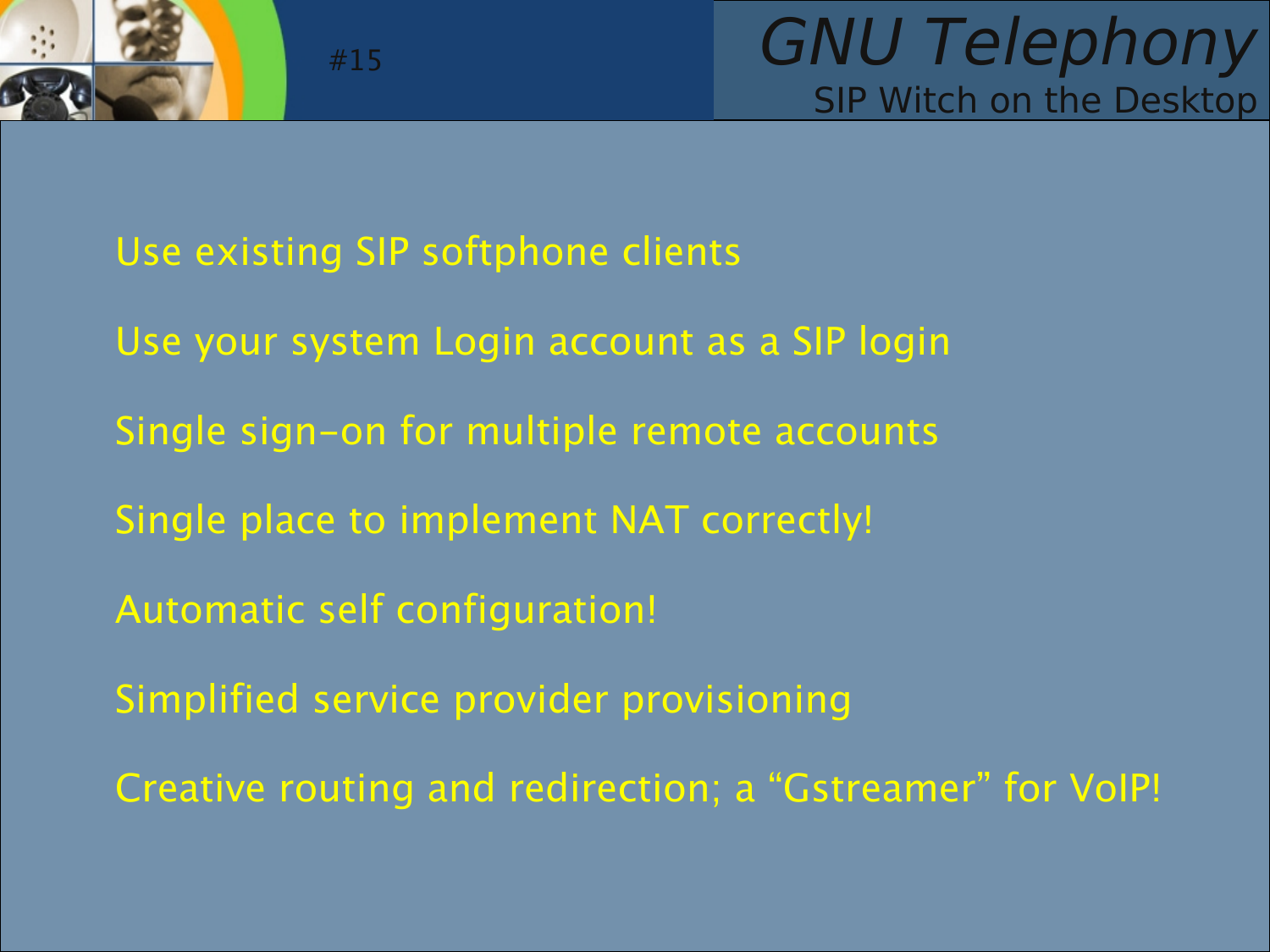Use existing SIP softphone clients

Use your system Login account as a SIP login

Single sign-on for multiple remote accounts

Single place to implement NAT correctly!

Automatic self configuration!

Simplified service provider provisioning

Creative routing and redirection; a “Gstreamer” for VoIP!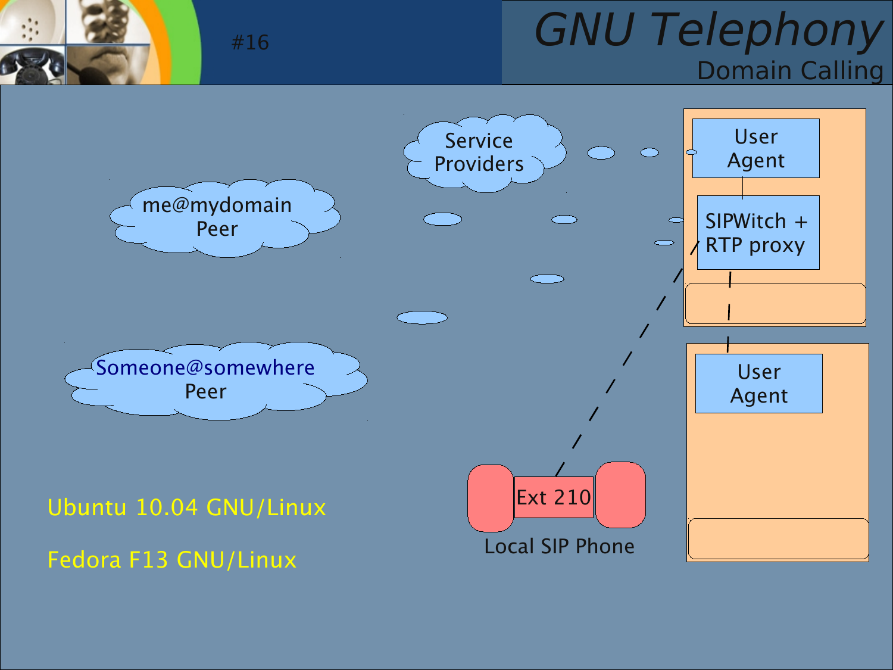# GNU Telephony

## Domain Calling

#16

Service Providers

me@mydomain Peer

Someone@somewhere Peer

User Agent

SIPWitch + RTP proxy

User Agent

Ext 210

Local SIP Phone

Ubuntu 10.04 GNU/Linux

Fedora F13 GNU/Linux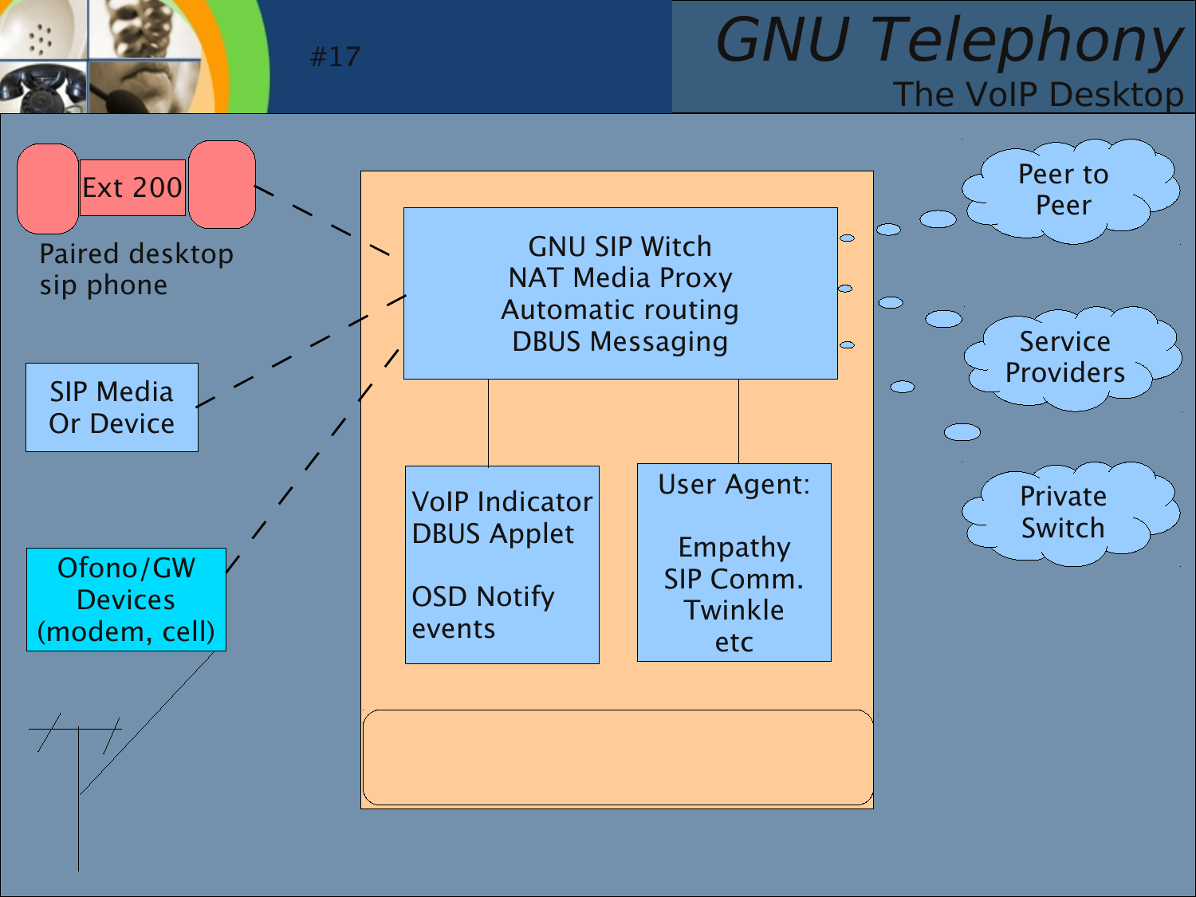# GNU Telephony

## The VoIP Desktop

Ext 200

Paired desktop sip phone

SIP Media Or Device

Ofono/GW Devices (modem, cell)

GNU SIP Witch
NAT Media Proxy
Automatic routing
DBUS Messaging

VoIP Indicator DBUS Applet

OSD Notify events

User Agent:

Empathy
SIP Comm.
Twinkle
etc

Peer to Peer

Service Providers

Private Switch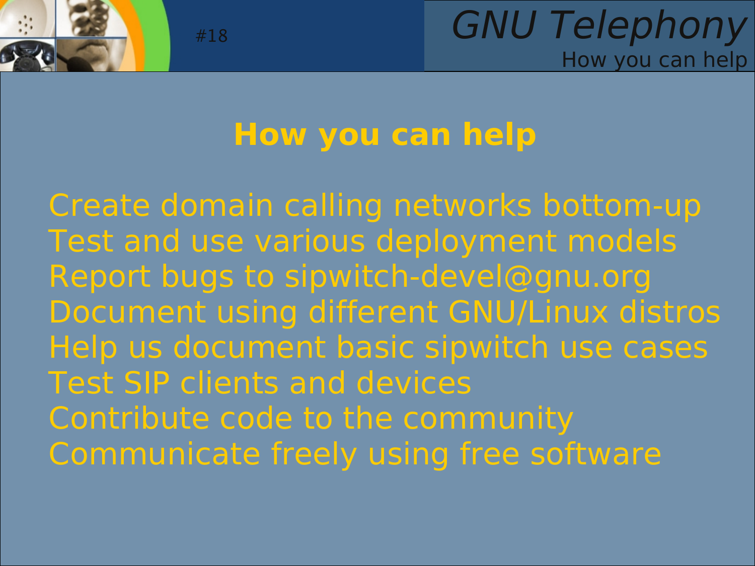## How you can help

Create domain calling networks bottom-up
Test and use various deployment models
Report bugs to sipwitch-devel@gnu.org
Document using different GNU/Linux distros
Help us document basic sipwitch use cases
Test SIP clients and devices
Contribute code to the community
Communicate freely using free software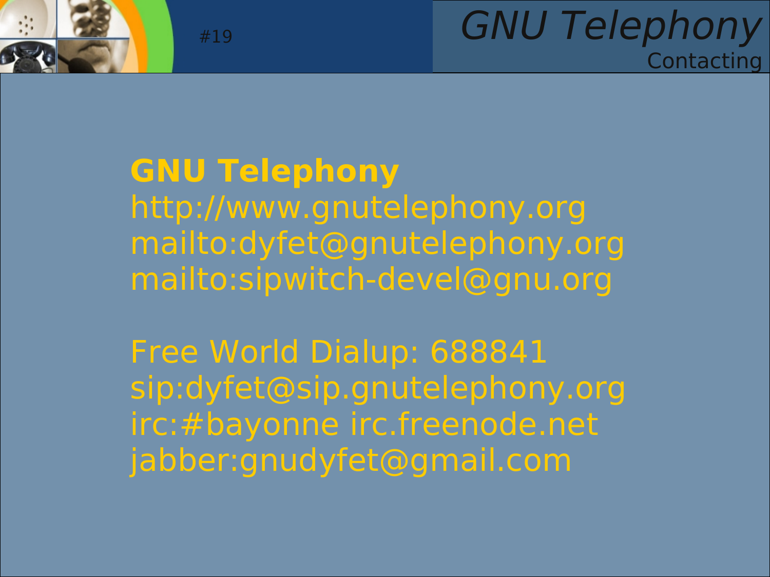**GNU Telephony**
http://www.gnutelephony.org
mailto:dyfet@gnutelephony.org
mailto:sipwitch-devel@gnu.org

Free World Dialup: 688841
sip:dyfet@sip.gnutelephony.org
irc:#bayonne irc.freenode.net
jabber:gnudyfet@gmail.com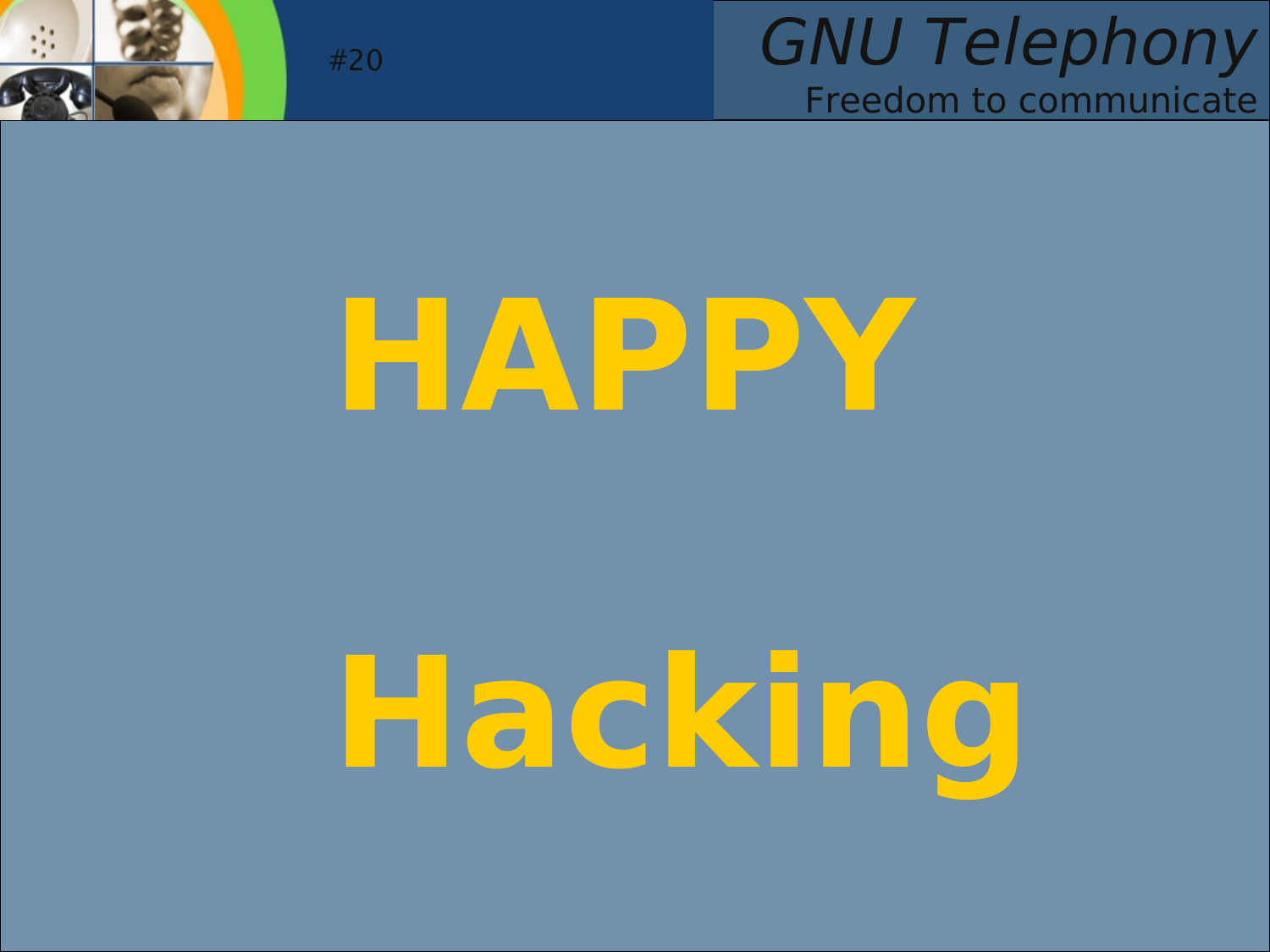# HAPPY

# Hacking